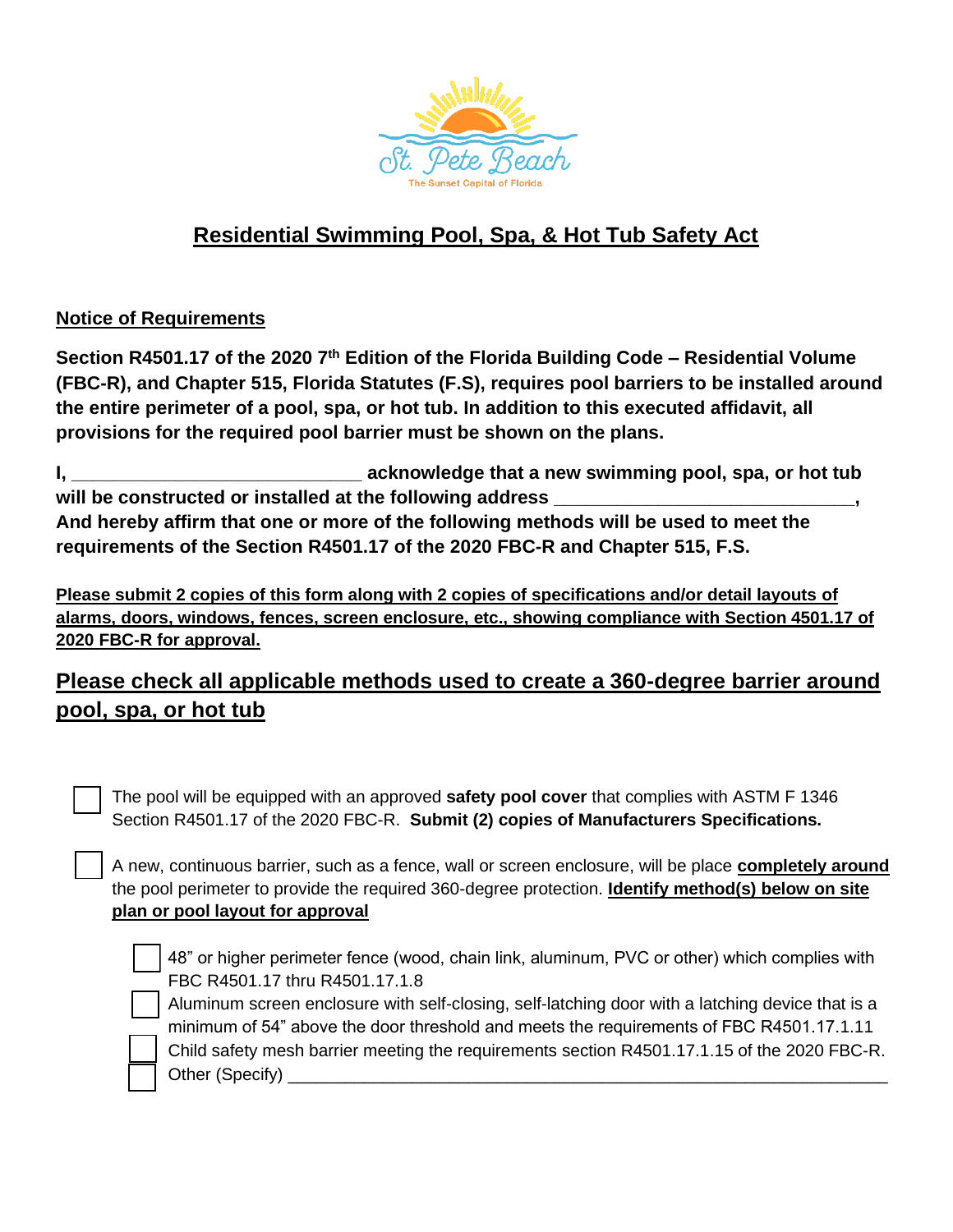# Residential Swimming Pool, Spa, & Hot Tub Safety Act

## Notice of Requirements

**Section R4501.17 of the 2020 7th Edition of the Florida Building Code – Residential Volume (FBC-R), and Chapter 515, Florida Statutes (F.S), requires pool barriers to be installed around the entire perimeter of a pool, spa, or hot tub. In addition to this executed affidavit, all provisions for the required pool barrier must be shown on the plans.**

**I, ____________________________ acknowledge that a new swimming pool, spa, or hot tub will be constructed or installed at the following address ____________________________, And hereby affirm that one or more of the following methods will be used to meet the requirements of the Section R4501.17 of the 2020 FBC-R and Chapter 515, F.S.**

**Please submit 2 copies of this form along with 2 copies of specifications and/or detail layouts of alarms, doors, windows, fences, screen enclosure, etc., showing compliance with Section 4501.17 of 2020 FBC-R for approval.**

## Please check all applicable methods used to create a 360-degree barrier around pool, spa, or hot tub

- ☐ The pool will be equipped with an approved **safety pool cover** that complies with ASTM F 1346 Section R4501.17 of the 2020 FBC-R. **Submit (2) copies of Manufacturers Specifications.**

- ☐ A new, continuous barrier, such as a fence, wall or screen enclosure, will be place **completely around** the pool perimeter to provide the required 360-degree protection. **Identify method(s) below on site plan or pool layout for approval**

  - ☐ 48" or higher perimeter fence (wood, chain link, aluminum, PVC or other) which complies with FBC R4501.17 thru R4501.17.1.8
  - ☐ Aluminum screen enclosure with self-closing, self-latching door with a latching device that is a minimum of 54" above the door threshold and meets the requirements of FBC R4501.17.1.11
  - ☐ Child safety mesh barrier meeting the requirements section R4501.17.1.15 of the 2020 FBC-R.
  - ☐ Other (Specify) ____________________________________________________________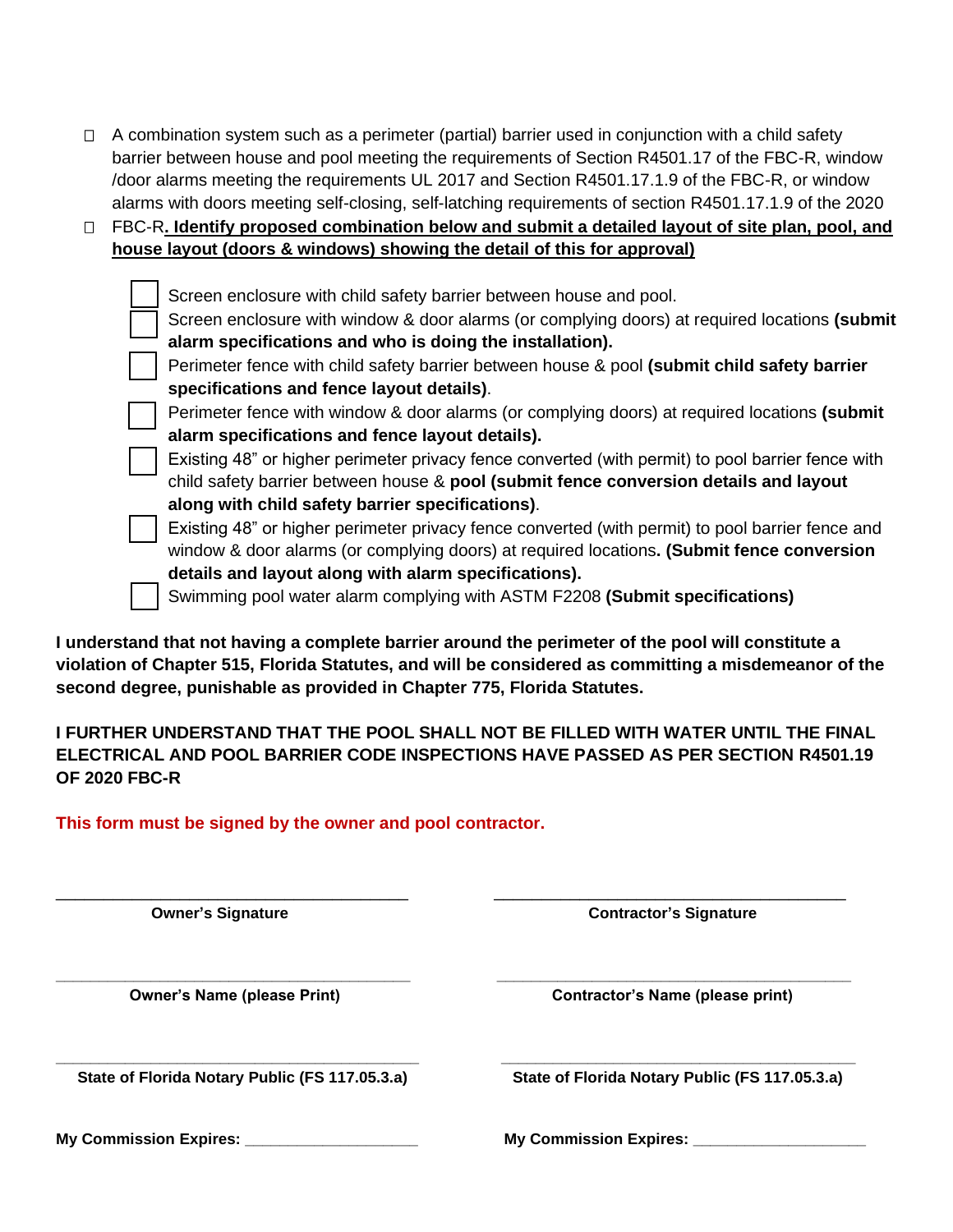- ☐ A combination system such as a perimeter (partial) barrier used in conjunction with a child safety barrier between house and pool meeting the requirements of Section R4501.17 of the FBC-R, window /door alarms meeting the requirements UL 2017 and Section R4501.17.1.9 of the FBC-R, or window alarms with doors meeting self-closing, self-latching requirements of section R4501.17.1.9 of the 2020
- ☐ FBC-R. **<u>Identify proposed combination below and submit a detailed layout of site plan, pool, and house layout (doors & windows) showing the detail of this for approval)</u>**

  - ☐ Screen enclosure with child safety barrier between house and pool.
  - ☐ Screen enclosure with window & door alarms (or complying doors) at required locations **(submit alarm specifications and who is doing the installation).**
  - ☐ Perimeter fence with child safety barrier between house & pool **(submit child safety barrier specifications and fence layout details)**.
  - ☐ Perimeter fence with window & door alarms (or complying doors) at required locations **(submit alarm specifications and fence layout details).**
  - ☐ Existing 48" or higher perimeter privacy fence converted (with permit) to pool barrier fence with child safety barrier between house & **pool (submit fence conversion details and layout along with child safety barrier specifications)**.
  - ☐ Existing 48" or higher perimeter privacy fence converted (with permit) to pool barrier fence and window & door alarms (or complying doors) at required locations**. (Submit fence conversion details and layout along with alarm specifications).**
  - ☐ Swimming pool water alarm complying with ASTM F2208 **(Submit specifications)**

**I understand that not having a complete barrier around the perimeter of the pool will constitute a violation of Chapter 515, Florida Statutes, and will be considered as committing a misdemeanor of the second degree, punishable as provided in Chapter 775, Florida Statutes.**

**I FURTHER UNDERSTAND THAT THE POOL SHALL NOT BE FILLED WITH WATER UNTIL THE FINAL ELECTRICAL AND POOL BARRIER CODE INSPECTIONS HAVE PASSED AS PER SECTION R4501.19 OF 2020 FBC-R**

**This form must be signed by the owner and pool contractor.**

| | |
|---|---|
| ______________________________ | ______________________________ |
| **Owner's Signature** | **Contractor's Signature** |
| ______________________________ | ______________________________ |
| **Owner's Name (please Print)** | **Contractor's Name (please print)** |
| ______________________________ | ______________________________ |
| **State of Florida Notary Public (FS 117.05.3.a)** | **State of Florida Notary Public (FS 117.05.3.a)** |
| **My Commission Expires:** ____________________ | **My Commission Expires:** ____________________ |